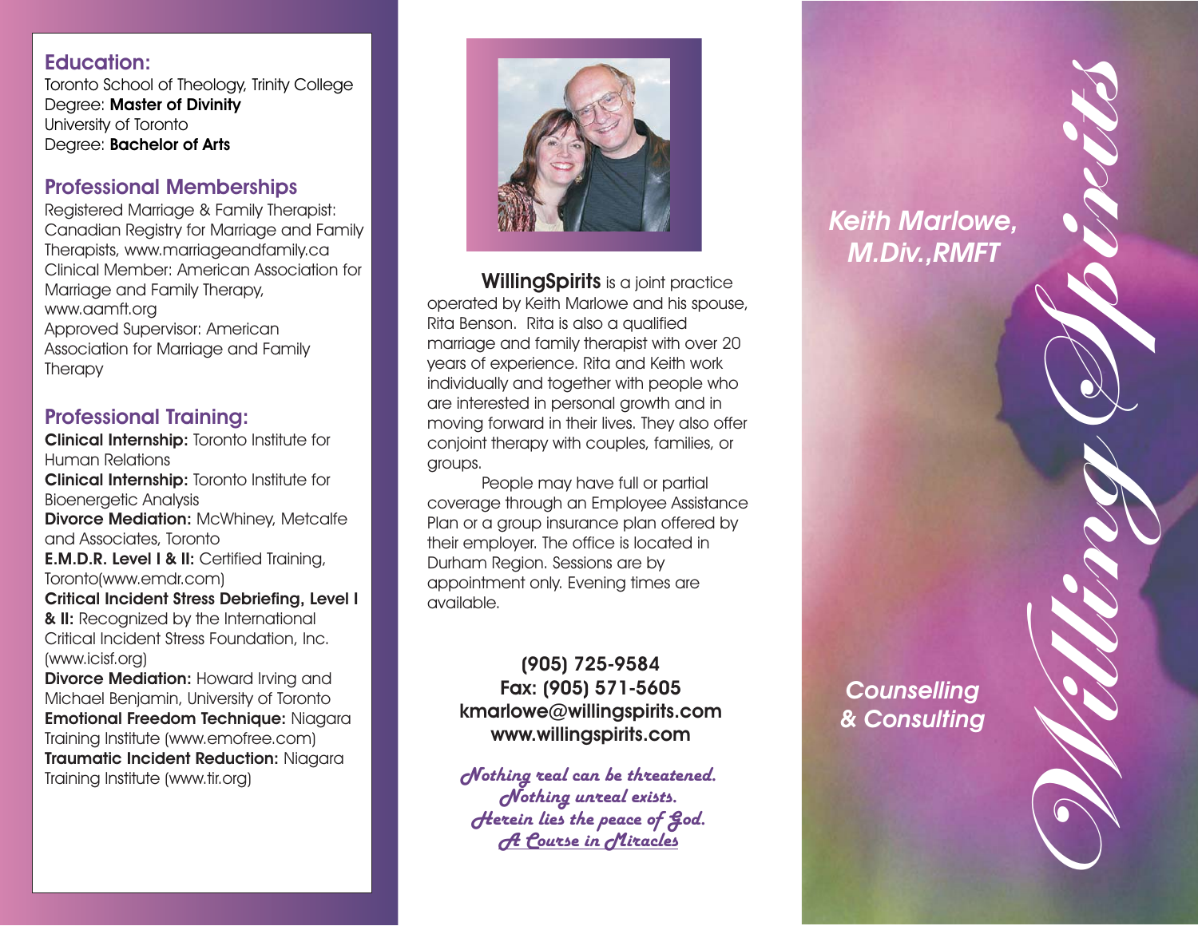## Education:

Toronto School of Theology, Trinity College
Degree: **Master of Divinity**
University of Toronto
Degree: **Bachelor of Arts**

## Professional Memberships

Registered Marriage & Family Therapist: Canadian Registry for Marriage and Family Therapists, www.marriageandfamily.ca
Clinical Member: American Association for Marriage and Family Therapy, www.aamft.org
Approved Supervisor: American Association for Marriage and Family Therapy

## Professional Training:

**Clinical Internship:** Toronto Institute for Human Relations
**Clinical Internship:** Toronto Institute for Bioenergetic Analysis
**Divorce Mediation:** McWhiney, Metcalfe and Associates, Toronto
**E.M.D.R. Level I & II:** Certified Training, Toronto(www.emdr.com)
**Critical Incident Stress Debriefing, Level I & II:** Recognized by the International Critical Incident Stress Foundation, Inc. (www.icisf.org)
**Divorce Mediation:** Howard Irving and Michael Benjamin, University of Toronto
**Emotional Freedom Technique:** Niagara Training Institute (www.emofree.com)
**Traumatic Incident Reduction:** Niagara Training Institute (www.tir.org)

**WillingSpirits** is a joint practice operated by Keith Marlowe and his spouse, Rita Benson. Rita is also a qualified marriage and family therapist with over 20 years of experience. Rita and Keith work individually and together with people who are interested in personal growth and in moving forward in their lives. They also offer conjoint therapy with couples, families, or groups.

People may have full or partial coverage through an Employee Assistance Plan or a group insurance plan offered by their employer. The office is located in Durham Region. Sessions are by appointment only. Evening times are available.

**(905) 725-9584**
**Fax: (905) 571-5605**
**kmarlowe@willingspirits.com**
**www.willingspirits.com**

*Nothing real can be threatened.*
*Nothing unreal exists.*
*Herein lies the peace of God.*
*A Course in Miracles*

# Willing Spirits

*Keith Marlowe, M.Div.,RMFT*

*Counselling & Consulting*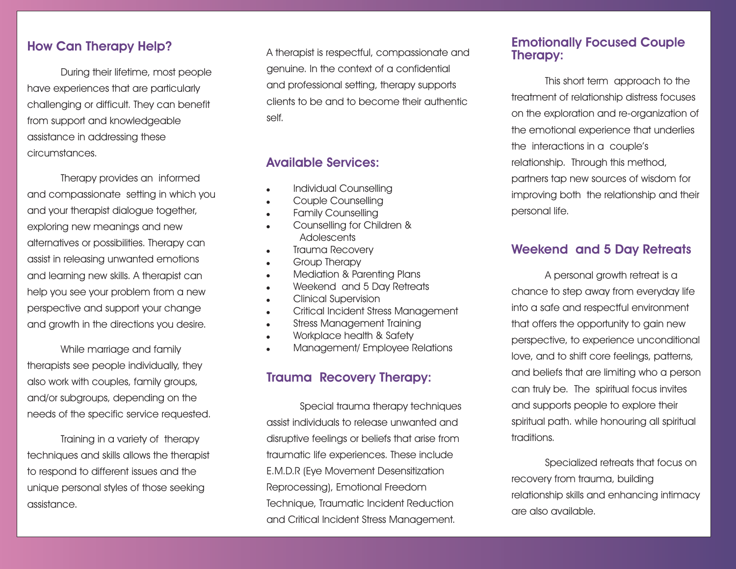## How Can Therapy Help?

During their lifetime, most people have experiences that are particularly challenging or difficult. They can benefit from support and knowledgeable assistance in addressing these circumstances.

Therapy provides an informed and compassionate setting in which you and your therapist dialogue together, exploring new meanings and new alternatives or possibilities. Therapy can assist in releasing unwanted emotions and learning new skills. A therapist can help you see your problem from a new perspective and support your change and growth in the directions you desire.

While marriage and family therapists see people individually, they also work with couples, family groups, and/or subgroups, depending on the needs of the specific service requested.

Training in a variety of therapy techniques and skills allows the therapist to respond to different issues and the unique personal styles of those seeking assistance.

A therapist is respectful, compassionate and genuine. In the context of a confidential and professional setting, therapy supports clients to be and to become their authentic self.

## Available Services:

- Individual Counselling
- Couple Counselling
- Family Counselling
- Counselling for Children & Adolescents
- Trauma Recovery
- Group Therapy
- Mediation & Parenting Plans
- Weekend and 5 Day Retreats
- Clinical Supervision
- Critical Incident Stress Management
- Stress Management Training
- Workplace health & Safety
- Management/ Employee Relations

## Trauma Recovery Therapy:

Special trauma therapy techniques assist individuals to release unwanted and disruptive feelings or beliefs that arise from traumatic life experiences. These include E.M.D.R (Eye Movement Desensitization Reprocessing), Emotional Freedom Technique, Traumatic Incident Reduction and Critical Incident Stress Management.

## Emotionally Focused Couple Therapy:

This short term approach to the treatment of relationship distress focuses on the exploration and re-organization of the emotional experience that underlies the interactions in a couple's relationship. Through this method, partners tap new sources of wisdom for improving both the relationship and their personal life.

## Weekend and 5 Day Retreats

A personal growth retreat is a chance to step away from everyday life into a safe and respectful environment that offers the opportunity to gain new perspective, to experience unconditional love, and to shift core feelings, patterns, and beliefs that are limiting who a person can truly be. The spiritual focus invites and supports people to explore their spiritual path. while honouring all spiritual traditions.

Specialized retreats that focus on recovery from trauma, building relationship skills and enhancing intimacy are also available.